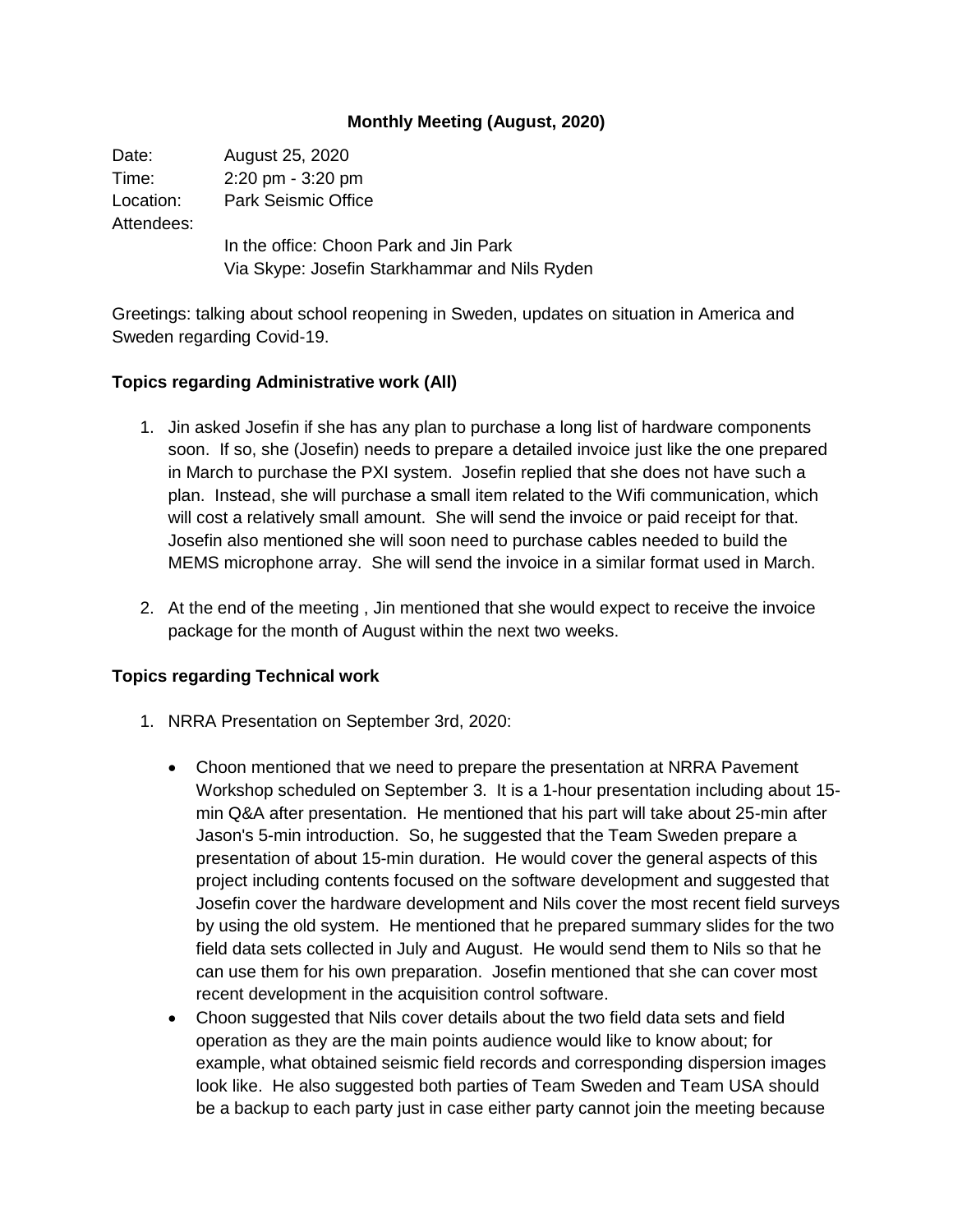## Monthly Meeting (August, 2020)

Date: August 25, 2020
Time: 2:20 pm - 3:20 pm
Location: Park Seismic Office
Attendees:
In the office: Choon Park and Jin Park
Via Skype: Josefin Starkhammar and Nils Ryden

Greetings: talking about school reopening in Sweden, updates on situation in America and Sweden regarding Covid-19.

### Topics regarding Administrative work (All)

1. Jin asked Josefin if she has any plan to purchase a long list of hardware components soon. If so, she (Josefin) needs to prepare a detailed invoice just like the one prepared in March to purchase the PXI system. Josefin replied that she does not have such a plan. Instead, she will purchase a small item related to the Wifi communication, which will cost a relatively small amount. She will send the invoice or paid receipt for that. Josefin also mentioned she will soon need to purchase cables needed to build the MEMS microphone array. She will send the invoice in a similar format used in March.

2. At the end of the meeting , Jin mentioned that she would expect to receive the invoice package for the month of August within the next two weeks.

### Topics regarding Technical work

1. NRRA Presentation on September 3rd, 2020:

   - Choon mentioned that we need to prepare the presentation at NRRA Pavement Workshop scheduled on September 3. It is a 1-hour presentation including about 15-min Q&A after presentation. He mentioned that his part will take about 25-min after Jason's 5-min introduction. So, he suggested that the Team Sweden prepare a presentation of about 15-min duration. He would cover the general aspects of this project including contents focused on the software development and suggested that Josefin cover the hardware development and Nils cover the most recent field surveys by using the old system. He mentioned that he prepared summary slides for the two field data sets collected in July and August. He would send them to Nils so that he can use them for his own preparation. Josefin mentioned that she can cover most recent development in the acquisition control software.
   - Choon suggested that Nils cover details about the two field data sets and field operation as they are the main points audience would like to know about; for example, what obtained seismic field records and corresponding dispersion images look like. He also suggested both parties of Team Sweden and Team USA should be a backup to each party just in case either party cannot join the meeting because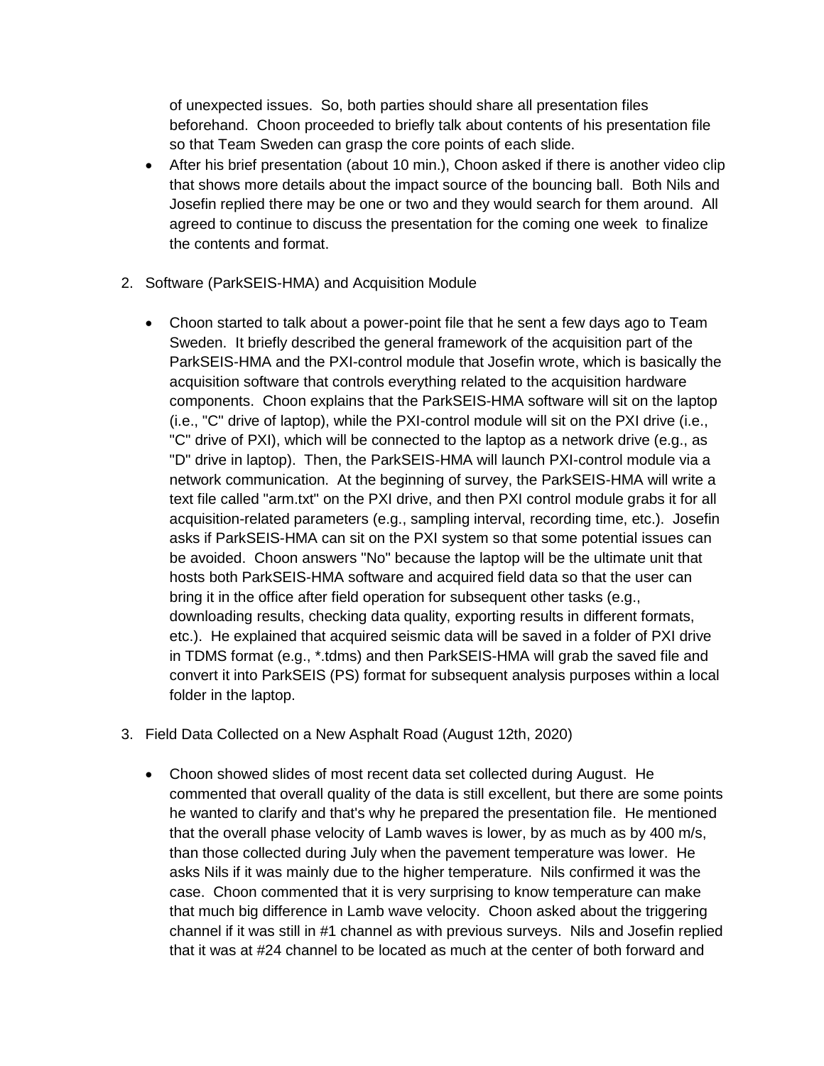of unexpected issues. So, both parties should share all presentation files beforehand. Choon proceeded to briefly talk about contents of his presentation file so that Team Sweden can grasp the core points of each slide.

- After his brief presentation (about 10 min.), Choon asked if there is another video clip that shows more details about the impact source of the bouncing ball. Both Nils and Josefin replied there may be one or two and they would search for them around. All agreed to continue to discuss the presentation for the coming one week to finalize the contents and format.

2. Software (ParkSEIS-HMA) and Acquisition Module

   - Choon started to talk about a power-point file that he sent a few days ago to Team Sweden. It briefly described the general framework of the acquisition part of the ParkSEIS-HMA and the PXI-control module that Josefin wrote, which is basically the acquisition software that controls everything related to the acquisition hardware components. Choon explains that the ParkSEIS-HMA software will sit on the laptop (i.e., "C" drive of laptop), while the PXI-control module will sit on the PXI drive (i.e., "C" drive of PXI), which will be connected to the laptop as a network drive (e.g., as "D" drive in laptop). Then, the ParkSEIS-HMA will launch PXI-control module via a network communication. At the beginning of survey, the ParkSEIS-HMA will write a text file called "arm.txt" on the PXI drive, and then PXI control module grabs it for all acquisition-related parameters (e.g., sampling interval, recording time, etc.). Josefin asks if ParkSEIS-HMA can sit on the PXI system so that some potential issues can be avoided. Choon answers "No" because the laptop will be the ultimate unit that hosts both ParkSEIS-HMA software and acquired field data so that the user can bring it in the office after field operation for subsequent other tasks (e.g., downloading results, checking data quality, exporting results in different formats, etc.). He explained that acquired seismic data will be saved in a folder of PXI drive in TDMS format (e.g., *.tdms) and then ParkSEIS-HMA will grab the saved file and convert it into ParkSEIS (PS) format for subsequent analysis purposes within a local folder in the laptop.

3. Field Data Collected on a New Asphalt Road (August 12th, 2020)

   - Choon showed slides of most recent data set collected during August. He commented that overall quality of the data is still excellent, but there are some points he wanted to clarify and that's why he prepared the presentation file. He mentioned that the overall phase velocity of Lamb waves is lower, by as much as by 400 m/s, than those collected during July when the pavement temperature was lower. He asks Nils if it was mainly due to the higher temperature. Nils confirmed it was the case. Choon commented that it is very surprising to know temperature can make that much big difference in Lamb wave velocity. Choon asked about the triggering channel if it was still in #1 channel as with previous surveys. Nils and Josefin replied that it was at #24 channel to be located as much at the center of both forward and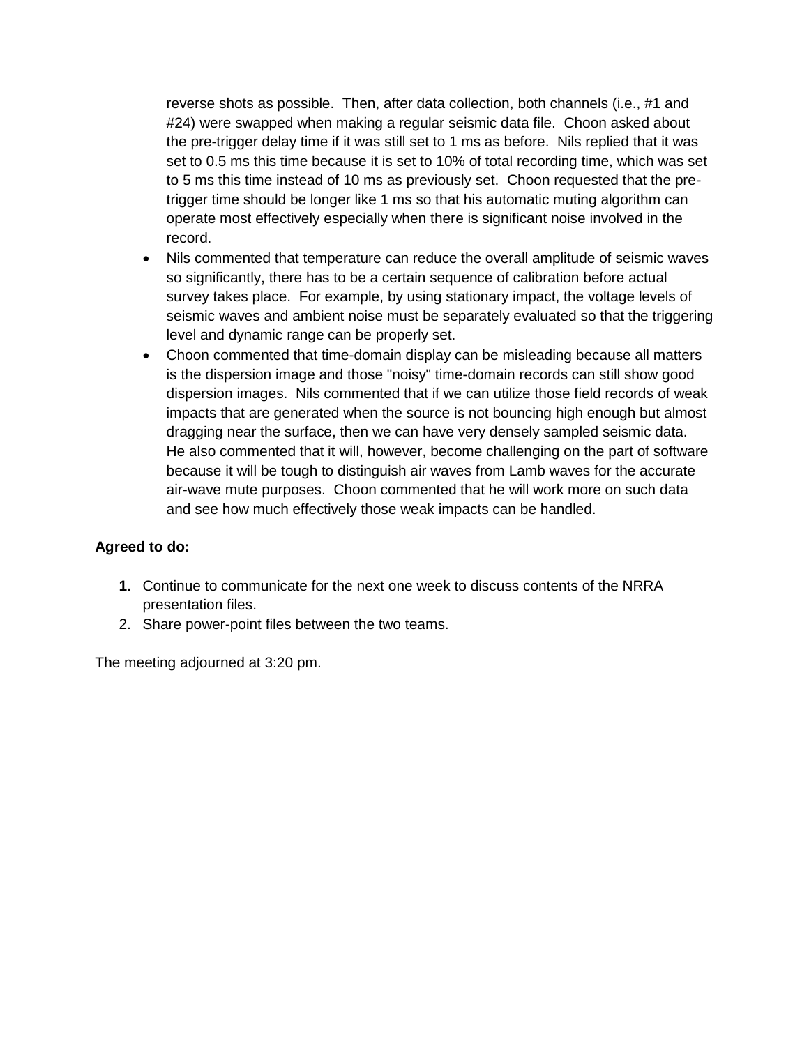reverse shots as possible. Then, after data collection, both channels (i.e., #1 and #24) were swapped when making a regular seismic data file. Choon asked about the pre-trigger delay time if it was still set to 1 ms as before. Nils replied that it was set to 0.5 ms this time because it is set to 10% of total recording time, which was set to 5 ms this time instead of 10 ms as previously set. Choon requested that the pre-trigger time should be longer like 1 ms so that his automatic muting algorithm can operate most effectively especially when there is significant noise involved in the record.

- Nils commented that temperature can reduce the overall amplitude of seismic waves so significantly, there has to be a certain sequence of calibration before actual survey takes place. For example, by using stationary impact, the voltage levels of seismic waves and ambient noise must be separately evaluated so that the triggering level and dynamic range can be properly set.
- Choon commented that time-domain display can be misleading because all matters is the dispersion image and those "noisy" time-domain records can still show good dispersion images. Nils commented that if we can utilize those field records of weak impacts that are generated when the source is not bouncing high enough but almost dragging near the surface, then we can have very densely sampled seismic data. He also commented that it will, however, become challenging on the part of software because it will be tough to distinguish air waves from Lamb waves for the accurate air-wave mute purposes. Choon commented that he will work more on such data and see how much effectively those weak impacts can be handled.

**Agreed to do:**

1. Continue to communicate for the next one week to discuss contents of the NRRA presentation files.
2. Share power-point files between the two teams.

The meeting adjourned at 3:20 pm.